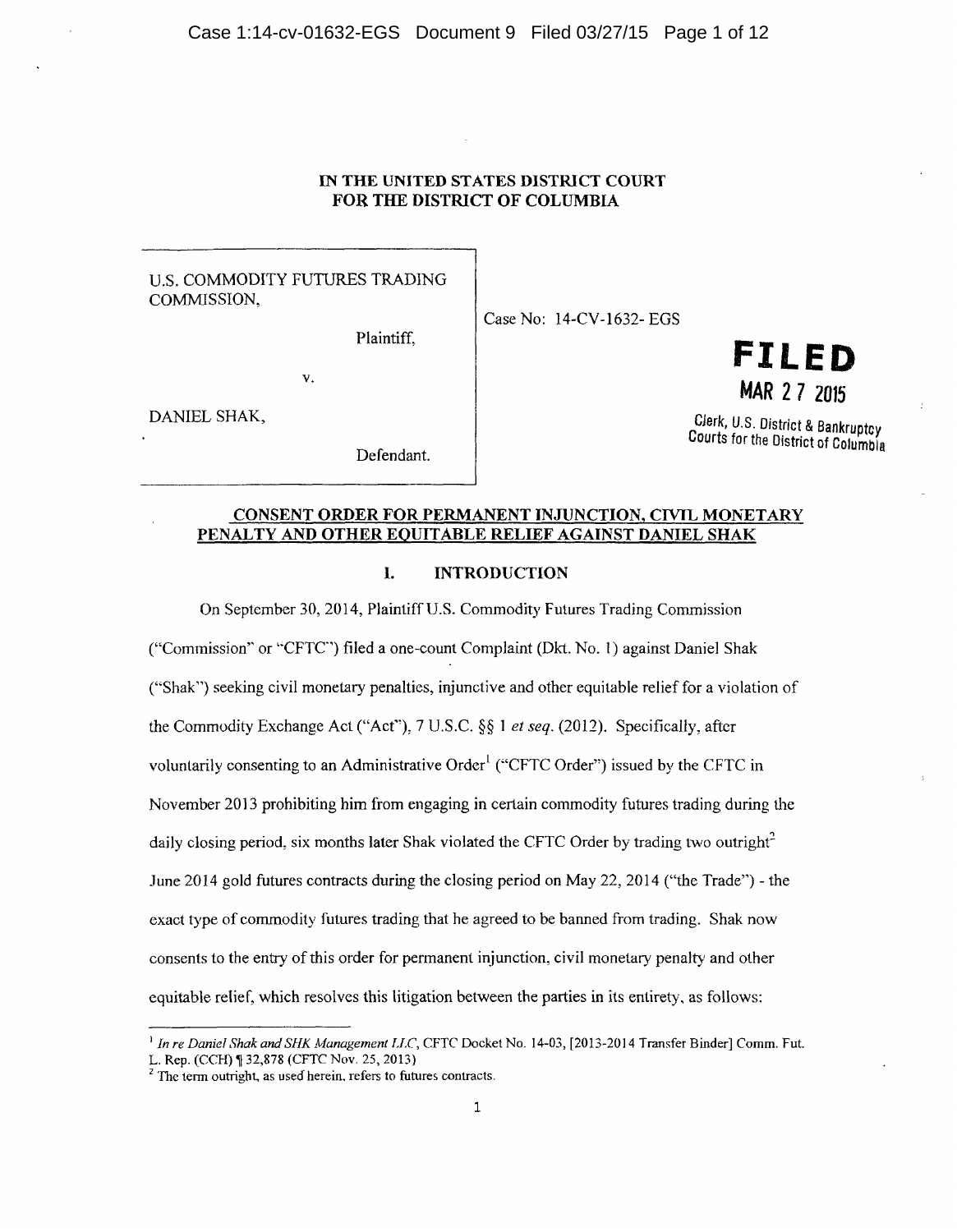IN THE UNITED STATES DISTRICT COURT
FOR THE DISTRICT OF COLUMBIA

| | |
|---|---|
| U.S. COMMODITY FUTURES TRADING COMMISSION,<br><br>Plaintiff,<br><br>v.<br><br>DANIEL SHAK,<br><br>Defendant. | Case No: 14-CV-1632- EGS |

**FILED**
**MAR 27 2015**
Clerk, U.S. District & Bankruptcy Courts for the District of Columbia

## CONSENT ORDER FOR PERMANENT INJUNCTION, CIVIL MONETARY PENALTY AND OTHER EQUITABLE RELIEF AGAINST DANIEL SHAK

### I. INTRODUCTION

On September 30, 2014, Plaintiff U.S. Commodity Futures Trading Commission ("Commission" or "CFTC") filed a one-count Complaint (Dkt. No. 1) against Daniel Shak ("Shak") seeking civil monetary penalties, injunctive and other equitable relief for a violation of the Commodity Exchange Act ("Act"), 7 U.S.C. §§ 1 *et seq.* (2012). Specifically, after voluntarily consenting to an Administrative Order[1] ("CFTC Order") issued by the CFTC in November 2013 prohibiting him from engaging in certain commodity futures trading during the daily closing period, six months later Shak violated the CFTC Order by trading two outright[2] June 2014 gold futures contracts during the closing period on May 22, 2014 ("the Trade") - the exact type of commodity futures trading that he agreed to be banned from trading. Shak now consents to the entry of this order for permanent injunction, civil monetary penalty and other equitable relief, which resolves this litigation between the parties in its entirety, as follows:

---

[1] *In re Daniel Shak and SHK Management LLC*, CFTC Docket No. 14-03, [2013-2014 Transfer Binder] Comm. Fut. L. Rep. (CCH) ¶ 32,878 (CFTC Nov. 25, 2013)

[2] The term outright, as used herein, refers to futures contracts.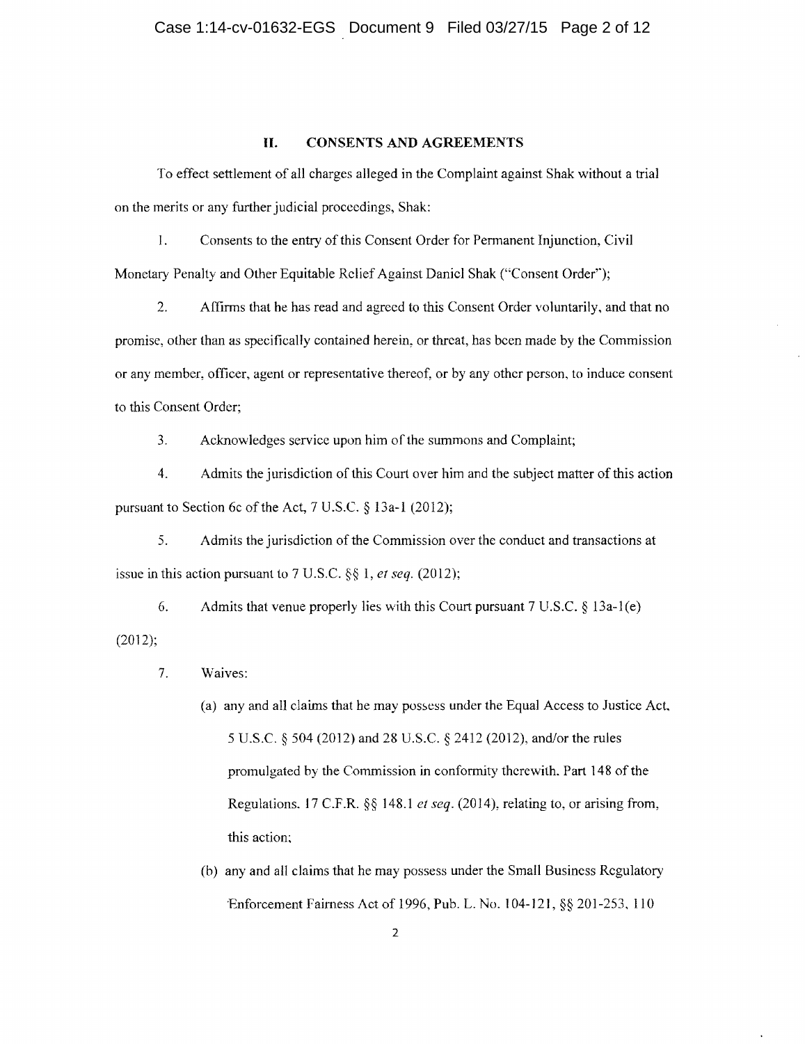## II. CONSENTS AND AGREEMENTS

To effect settlement of all charges alleged in the Complaint against Shak without a trial on the merits or any further judicial proceedings, Shak:

1. Consents to the entry of this Consent Order for Permanent Injunction, Civil Monetary Penalty and Other Equitable Relief Against Daniel Shak ("Consent Order");

2. Affirms that he has read and agreed to this Consent Order voluntarily, and that no promise, other than as specifically contained herein, or threat, has been made by the Commission or any member, officer, agent or representative thereof, or by any other person, to induce consent to this Consent Order;

3. Acknowledges service upon him of the summons and Complaint;

4. Admits the jurisdiction of this Court over him and the subject matter of this action pursuant to Section 6c of the Act, 7 U.S.C. § 13a-1 (2012);

5. Admits the jurisdiction of the Commission over the conduct and transactions at issue in this action pursuant to 7 U.S.C. §§ 1, *et seq.* (2012);

6. Admits that venue properly lies with this Court pursuant 7 U.S.C. § 13a-1(e) (2012);

7. Waives:

   (a) any and all claims that he may possess under the Equal Access to Justice Act, 5 U.S.C. § 504 (2012) and 28 U.S.C. § 2412 (2012), and/or the rules promulgated by the Commission in conformity therewith. Part 148 of the Regulations. 17 C.F.R. §§ 148.1 *et seq.* (2014), relating to, or arising from, this action;

   (b) any and all claims that he may possess under the Small Business Regulatory Enforcement Fairness Act of 1996, Pub. L. No. 104-121, §§ 201-253, 110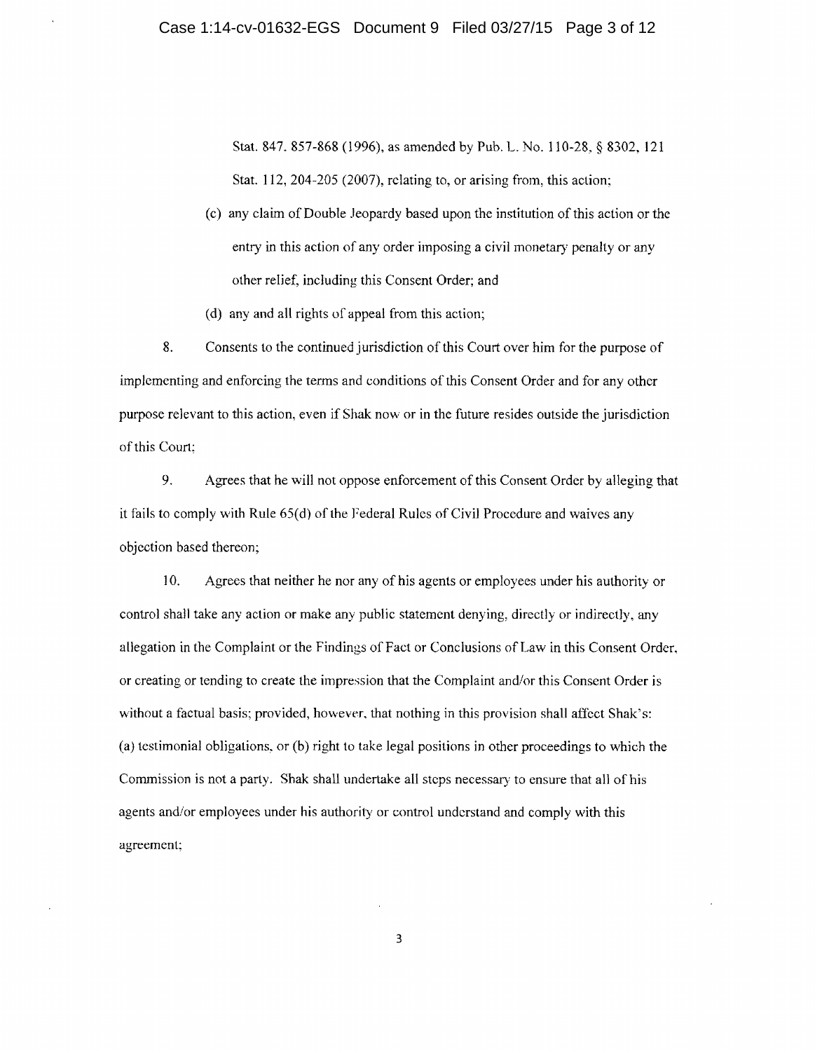Stat. 847. 857-868 (1996), as amended by Pub. L. No. 110-28, § 8302, 121 Stat. 112, 204-205 (2007), relating to, or arising from, this action;

(c) any claim of Double Jeopardy based upon the institution of this action or the entry in this action of any order imposing a civil monetary penalty or any other relief, including this Consent Order; and

(d) any and all rights of appeal from this action;

8. Consents to the continued jurisdiction of this Court over him for the purpose of implementing and enforcing the terms and conditions of this Consent Order and for any other purpose relevant to this action, even if Shak now or in the future resides outside the jurisdiction of this Court;

9. Agrees that he will not oppose enforcement of this Consent Order by alleging that it fails to comply with Rule 65(d) of the Federal Rules of Civil Procedure and waives any objection based thereon;

10. Agrees that neither he nor any of his agents or employees under his authority or control shall take any action or make any public statement denying, directly or indirectly, any allegation in the Complaint or the Findings of Fact or Conclusions of Law in this Consent Order, or creating or tending to create the impression that the Complaint and/or this Consent Order is without a factual basis; provided, however, that nothing in this provision shall affect Shak's: (a) testimonial obligations, or (b) right to take legal positions in other proceedings to which the Commission is not a party. Shak shall undertake all steps necessary to ensure that all of his agents and/or employees under his authority or control understand and comply with this agreement;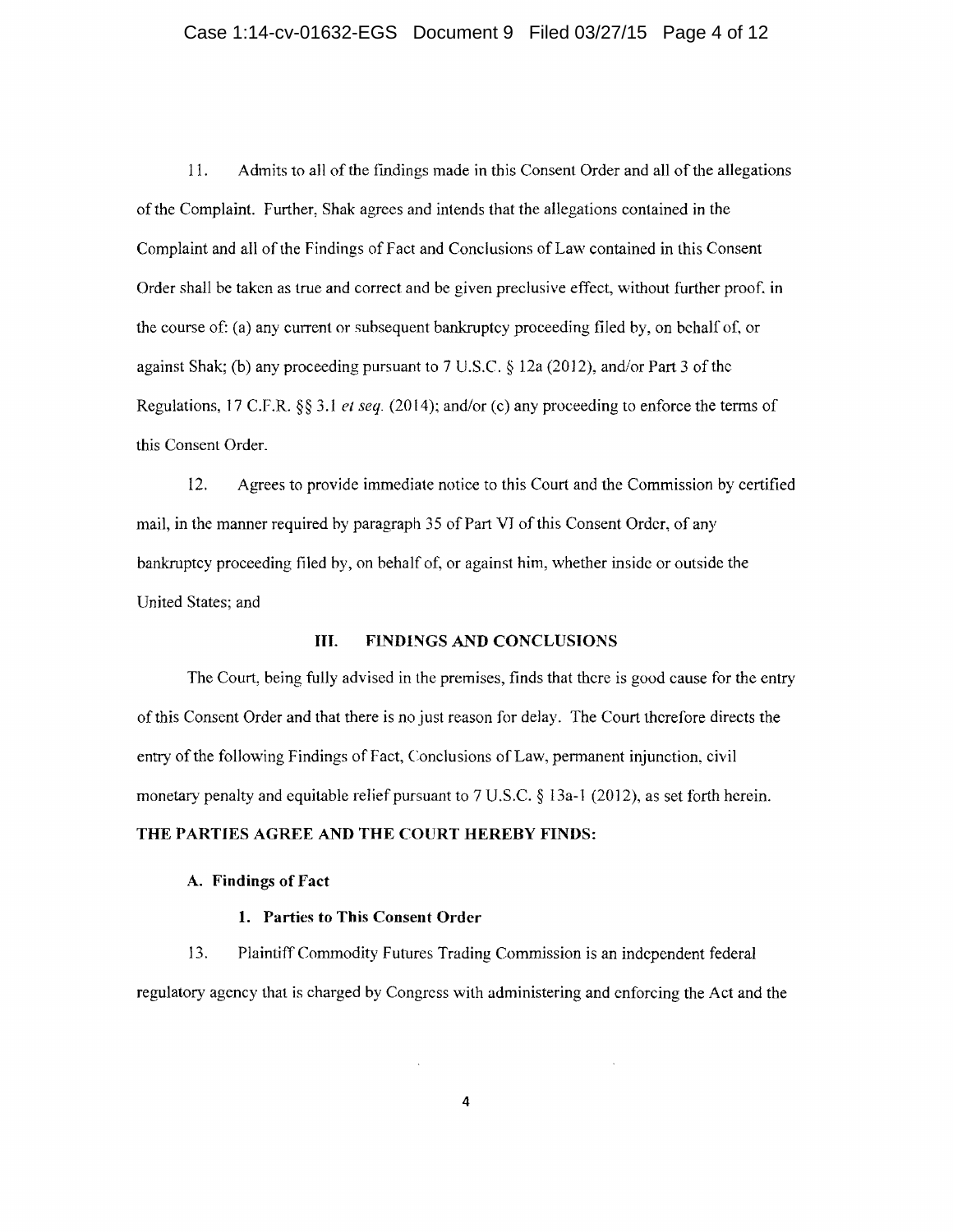11. Admits to all of the findings made in this Consent Order and all of the allegations of the Complaint. Further, Shak agrees and intends that the allegations contained in the Complaint and all of the Findings of Fact and Conclusions of Law contained in this Consent Order shall be taken as true and correct and be given preclusive effect, without further proof, in the course of: (a) any current or subsequent bankruptcy proceeding filed by, on behalf of, or against Shak; (b) any proceeding pursuant to 7 U.S.C. § 12a (2012), and/or Part 3 of the Regulations, 17 C.F.R. §§ 3.1 *et seq.* (2014); and/or (c) any proceeding to enforce the terms of this Consent Order.

12. Agrees to provide immediate notice to this Court and the Commission by certified mail, in the manner required by paragraph 35 of Part VI of this Consent Order, of any bankruptcy proceeding filed by, on behalf of, or against him, whether inside or outside the United States; and

## III. FINDINGS AND CONCLUSIONS

The Court, being fully advised in the premises, finds that there is good cause for the entry of this Consent Order and that there is no just reason for delay. The Court therefore directs the entry of the following Findings of Fact, Conclusions of Law, permanent injunction, civil monetary penalty and equitable relief pursuant to 7 U.S.C. § 13a-1 (2012), as set forth herein.

**THE PARTIES AGREE AND THE COURT HEREBY FINDS:**

### A. Findings of Fact

#### 1. Parties to This Consent Order

13. Plaintiff Commodity Futures Trading Commission is an independent federal regulatory agency that is charged by Congress with administering and enforcing the Act and the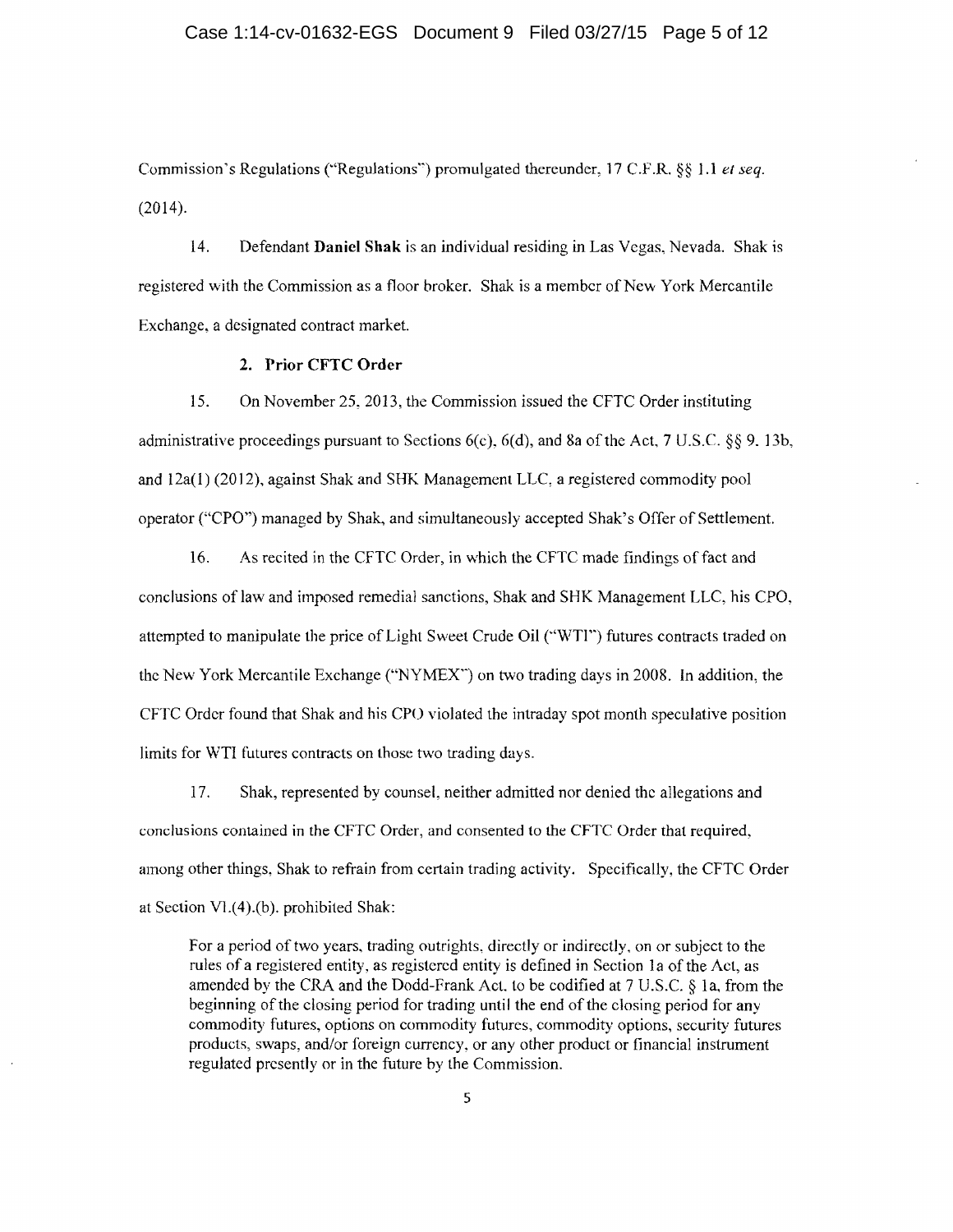Commission's Regulations ("Regulations") promulgated thereunder, 17 C.F.R. §§ 1.1 *et seq.* (2014).

14. Defendant **Daniel Shak** is an individual residing in Las Vegas, Nevada. Shak is registered with the Commission as a floor broker. Shak is a member of New York Mercantile Exchange, a designated contract market.

### 2. Prior CFTC Order

15. On November 25, 2013, the Commission issued the CFTC Order instituting administrative proceedings pursuant to Sections 6(c), 6(d), and 8a of the Act, 7 U.S.C. §§ 9, 13b, and 12a(1) (2012), against Shak and SHK Management LLC, a registered commodity pool operator ("CPO") managed by Shak, and simultaneously accepted Shak's Offer of Settlement.

16. As recited in the CFTC Order, in which the CFTC made findings of fact and conclusions of law and imposed remedial sanctions, Shak and SHK Management LLC, his CPO, attempted to manipulate the price of Light Sweet Crude Oil ("WTI") futures contracts traded on the New York Mercantile Exchange ("NYMEX") on two trading days in 2008. In addition, the CFTC Order found that Shak and his CPO violated the intraday spot month speculative position limits for WTI futures contracts on those two trading days.

17. Shak, represented by counsel, neither admitted nor denied the allegations and conclusions contained in the CFTC Order, and consented to the CFTC Order that required, among other things, Shak to refrain from certain trading activity. Specifically, the CFTC Order at Section VI.(4).(b). prohibited Shak:

> For a period of two years, trading outrights, directly or indirectly, on or subject to the rules of a registered entity, as registered entity is defined in Section 1a of the Act, as amended by the CRA and the Dodd-Frank Act, to be codified at 7 U.S.C. § 1a, from the beginning of the closing period for trading until the end of the closing period for any commodity futures, options on commodity futures, commodity options, security futures products, swaps, and/or foreign currency, or any other product or financial instrument regulated presently or in the future by the Commission.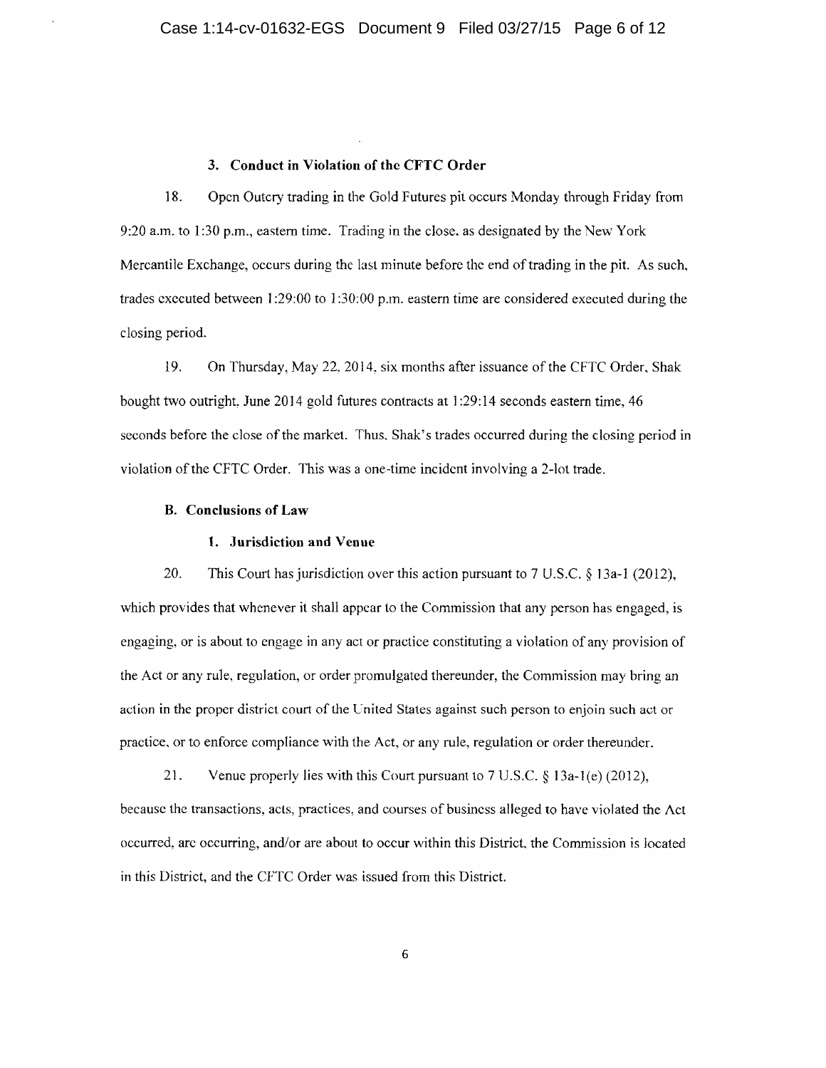### 3. Conduct in Violation of the CFTC Order

18. Open Outcry trading in the Gold Futures pit occurs Monday through Friday from 9:20 a.m. to 1:30 p.m., eastern time. Trading in the close, as designated by the New York Mercantile Exchange, occurs during the last minute before the end of trading in the pit. As such, trades executed between 1:29:00 to 1:30:00 p.m. eastern time are considered executed during the closing period.

19. On Thursday, May 22, 2014, six months after issuance of the CFTC Order, Shak bought two outright, June 2014 gold futures contracts at 1:29:14 seconds eastern time, 46 seconds before the close of the market. Thus, Shak's trades occurred during the closing period in violation of the CFTC Order. This was a one-time incident involving a 2-lot trade.

## B. Conclusions of Law

### 1. Jurisdiction and Venue

20. This Court has jurisdiction over this action pursuant to 7 U.S.C. § 13a-1 (2012), which provides that whenever it shall appear to the Commission that any person has engaged, is engaging, or is about to engage in any act or practice constituting a violation of any provision of the Act or any rule, regulation, or order promulgated thereunder, the Commission may bring an action in the proper district court of the United States against such person to enjoin such act or practice, or to enforce compliance with the Act, or any rule, regulation or order thereunder.

21. Venue properly lies with this Court pursuant to 7 U.S.C. § 13a-1(e) (2012), because the transactions, acts, practices, and courses of business alleged to have violated the Act occurred, are occurring, and/or are about to occur within this District, the Commission is located in this District, and the CFTC Order was issued from this District.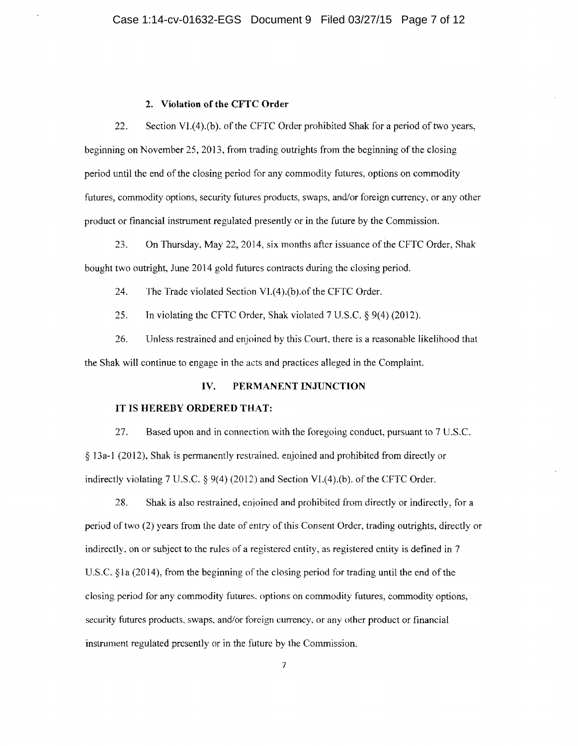### 2. Violation of the CFTC Order

22. Section VI.(4).(b). of the CFTC Order prohibited Shak for a period of two years, beginning on November 25, 2013, from trading outrights from the beginning of the closing period until the end of the closing period for any commodity futures, options on commodity futures, commodity options, security futures products, swaps, and/or foreign currency, or any other product or financial instrument regulated presently or in the future by the Commission.

23. On Thursday, May 22, 2014, six months after issuance of the CFTC Order, Shak bought two outright, June 2014 gold futures contracts during the closing period.

24. The Trade violated Section VI.(4).(b).of the CFTC Order.

25. In violating the CFTC Order, Shak violated 7 U.S.C. § 9(4) (2012).

26. Unless restrained and enjoined by this Court, there is a reasonable likelihood that the Shak will continue to engage in the acts and practices alleged in the Complaint.

## IV. PERMANENT INJUNCTION

**IT IS HEREBY ORDERED THAT:**

27. Based upon and in connection with the foregoing conduct, pursuant to 7 U.S.C. § 13a-1 (2012), Shak is permanently restrained, enjoined and prohibited from directly or indirectly violating 7 U.S.C. § 9(4) (2012) and Section VI.(4).(b). of the CFTC Order.

28. Shak is also restrained, enjoined and prohibited from directly or indirectly, for a period of two (2) years from the date of entry of this Consent Order, trading outrights, directly or indirectly, on or subject to the rules of a registered entity, as registered entity is defined in 7 U.S.C. §1a (2014), from the beginning of the closing period for trading until the end of the closing period for any commodity futures, options on commodity futures, commodity options, security futures products, swaps, and/or foreign currency, or any other product or financial instrument regulated presently or in the future by the Commission.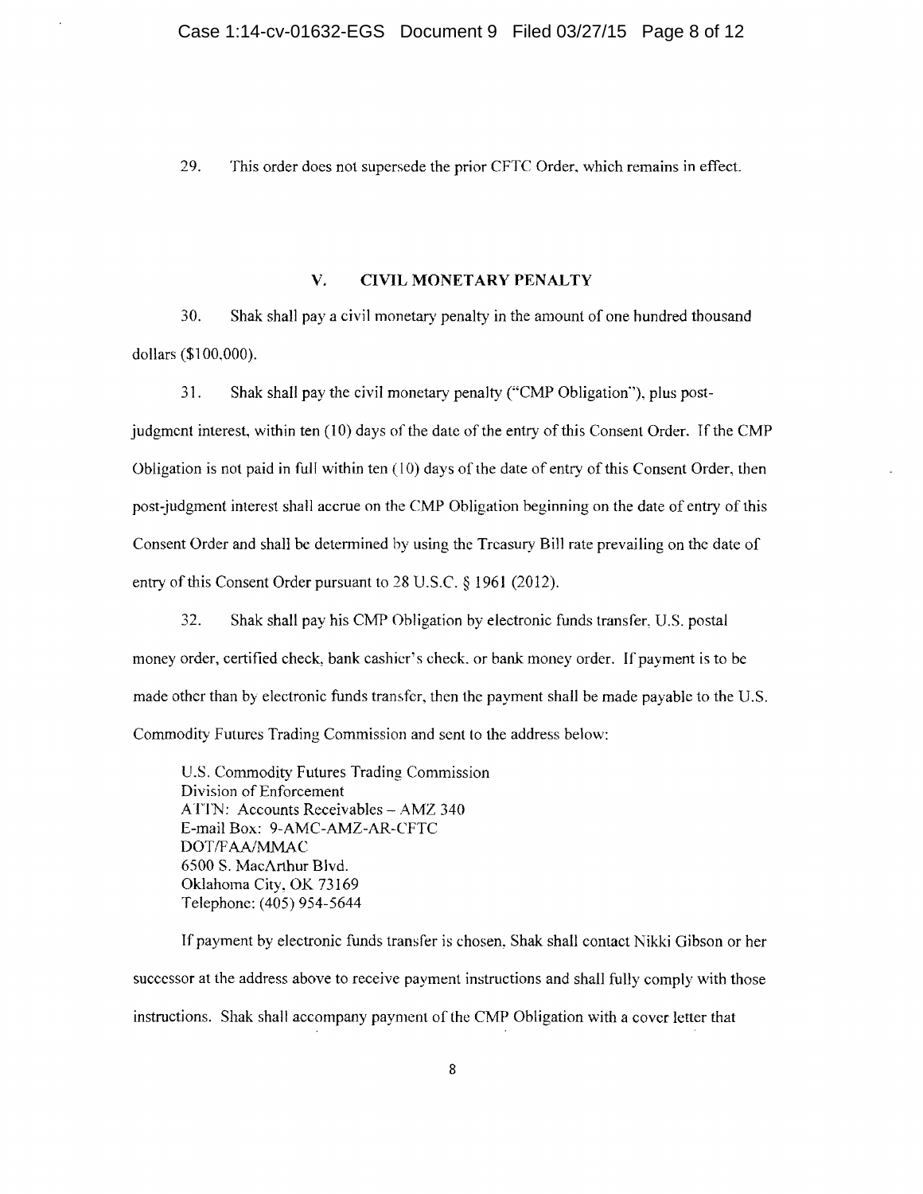29. This order does not supersede the prior CFTC Order, which remains in effect.

## V. CIVIL MONETARY PENALTY

30. Shak shall pay a civil monetary penalty in the amount of one hundred thousand dollars ($100,000).

31. Shak shall pay the civil monetary penalty ("CMP Obligation"), plus post-judgment interest, within ten (10) days of the date of the entry of this Consent Order. If the CMP Obligation is not paid in full within ten (10) days of the date of entry of this Consent Order, then post-judgment interest shall accrue on the CMP Obligation beginning on the date of entry of this Consent Order and shall be determined by using the Treasury Bill rate prevailing on the date of entry of this Consent Order pursuant to 28 U.S.C. § 1961 (2012).

32. Shak shall pay his CMP Obligation by electronic funds transfer, U.S. postal money order, certified check, bank cashier's check, or bank money order. If payment is to be made other than by electronic funds transfer, then the payment shall be made payable to the U.S. Commodity Futures Trading Commission and sent to the address below:

U.S. Commodity Futures Trading Commission
Division of Enforcement
ATTN: Accounts Receivables – AMZ 340
E-mail Box: 9-AMC-AMZ-AR-CFTC
DOT/FAA/MMAC
6500 S. MacArthur Blvd.
Oklahoma City, OK 73169
Telephone: (405) 954-5644

If payment by electronic funds transfer is chosen, Shak shall contact Nikki Gibson or her successor at the address above to receive payment instructions and shall fully comply with those instructions. Shak shall accompany payment of the CMP Obligation with a cover letter that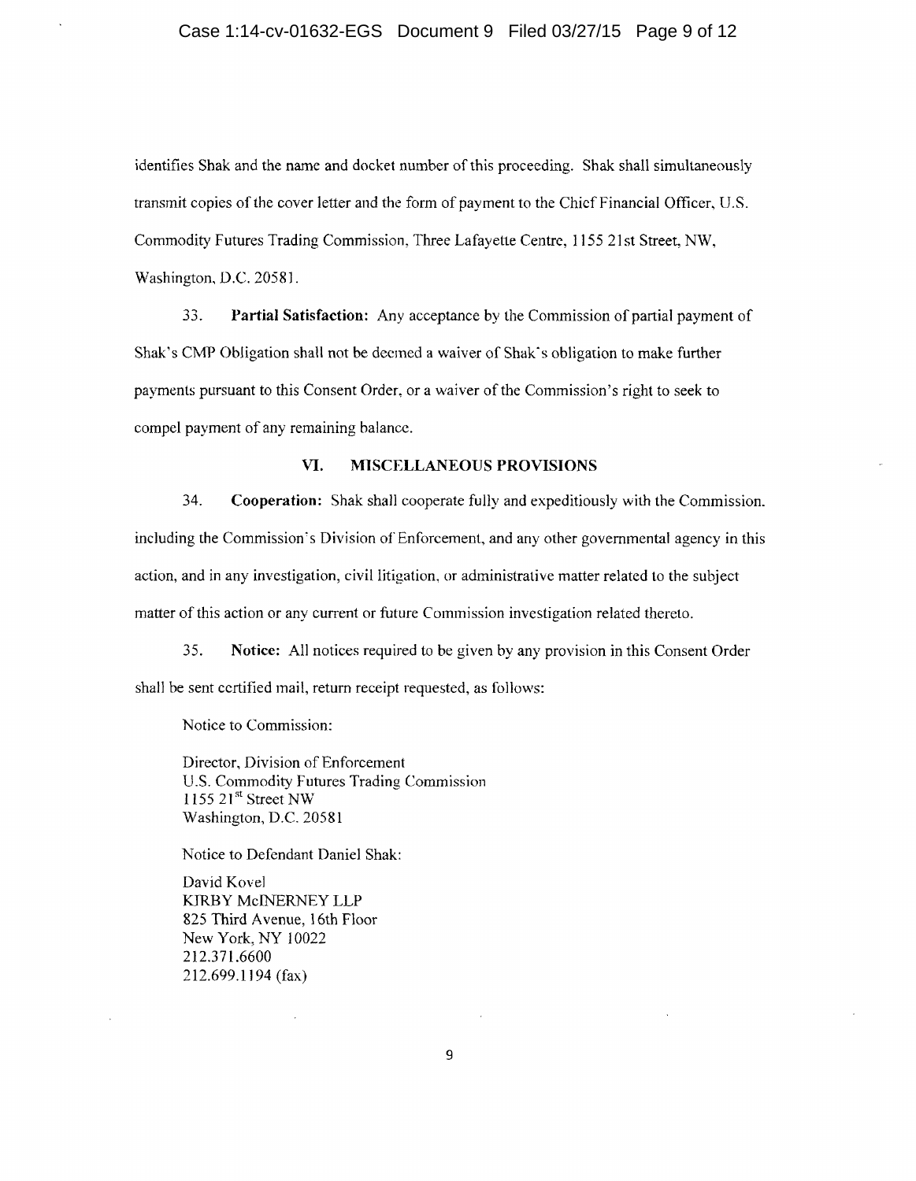identifies Shak and the name and docket number of this proceeding. Shak shall simultaneously transmit copies of the cover letter and the form of payment to the Chief Financial Officer, U.S. Commodity Futures Trading Commission, Three Lafayette Centre, 1155 21st Street, NW, Washington, D.C. 20581.

33. **Partial Satisfaction:** Any acceptance by the Commission of partial payment of Shak's CMP Obligation shall not be deemed a waiver of Shak's obligation to make further payments pursuant to this Consent Order, or a waiver of the Commission's right to seek to compel payment of any remaining balance.

## VI. MISCELLANEOUS PROVISIONS

34. **Cooperation:** Shak shall cooperate fully and expeditiously with the Commission, including the Commission's Division of Enforcement, and any other governmental agency in this action, and in any investigation, civil litigation, or administrative matter related to the subject matter of this action or any current or future Commission investigation related thereto.

35. **Notice:** All notices required to be given by any provision in this Consent Order shall be sent certified mail, return receipt requested, as follows:

Notice to Commission:

Director, Division of Enforcement
U.S. Commodity Futures Trading Commission
1155 21st Street NW
Washington, D.C. 20581

Notice to Defendant Daniel Shak:

David Kovel
KIRBY McINERNEY LLP
825 Third Avenue, 16th Floor
New York, NY 10022
212.371.6600
212.699.1194 (fax)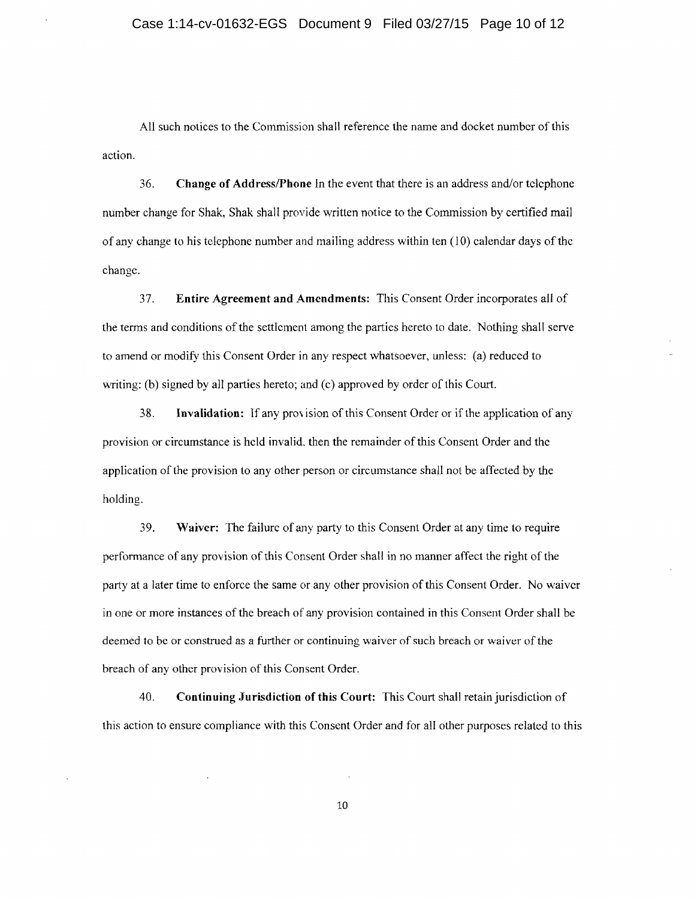All such notices to the Commission shall reference the name and docket number of this action.

36. **Change of Address/Phone** In the event that there is an address and/or telephone number change for Shak, Shak shall provide written notice to the Commission by certified mail of any change to his telephone number and mailing address within ten (10) calendar days of the change.

37. **Entire Agreement and Amendments:** This Consent Order incorporates all of the terms and conditions of the settlement among the parties hereto to date. Nothing shall serve to amend or modify this Consent Order in any respect whatsoever, unless: (a) reduced to writing: (b) signed by all parties hereto; and (c) approved by order of this Court.

38. **Invalidation:** If any provision of this Consent Order or if the application of any provision or circumstance is held invalid, then the remainder of this Consent Order and the application of the provision to any other person or circumstance shall not be affected by the holding.

39. **Waiver:** The failure of any party to this Consent Order at any time to require performance of any provision of this Consent Order shall in no manner affect the right of the party at a later time to enforce the same or any other provision of this Consent Order. No waiver in one or more instances of the breach of any provision contained in this Consent Order shall be deemed to be or construed as a further or continuing waiver of such breach or waiver of the breach of any other provision of this Consent Order.

40. **Continuing Jurisdiction of this Court:** This Court shall retain jurisdiction of this action to ensure compliance with this Consent Order and for all other purposes related to this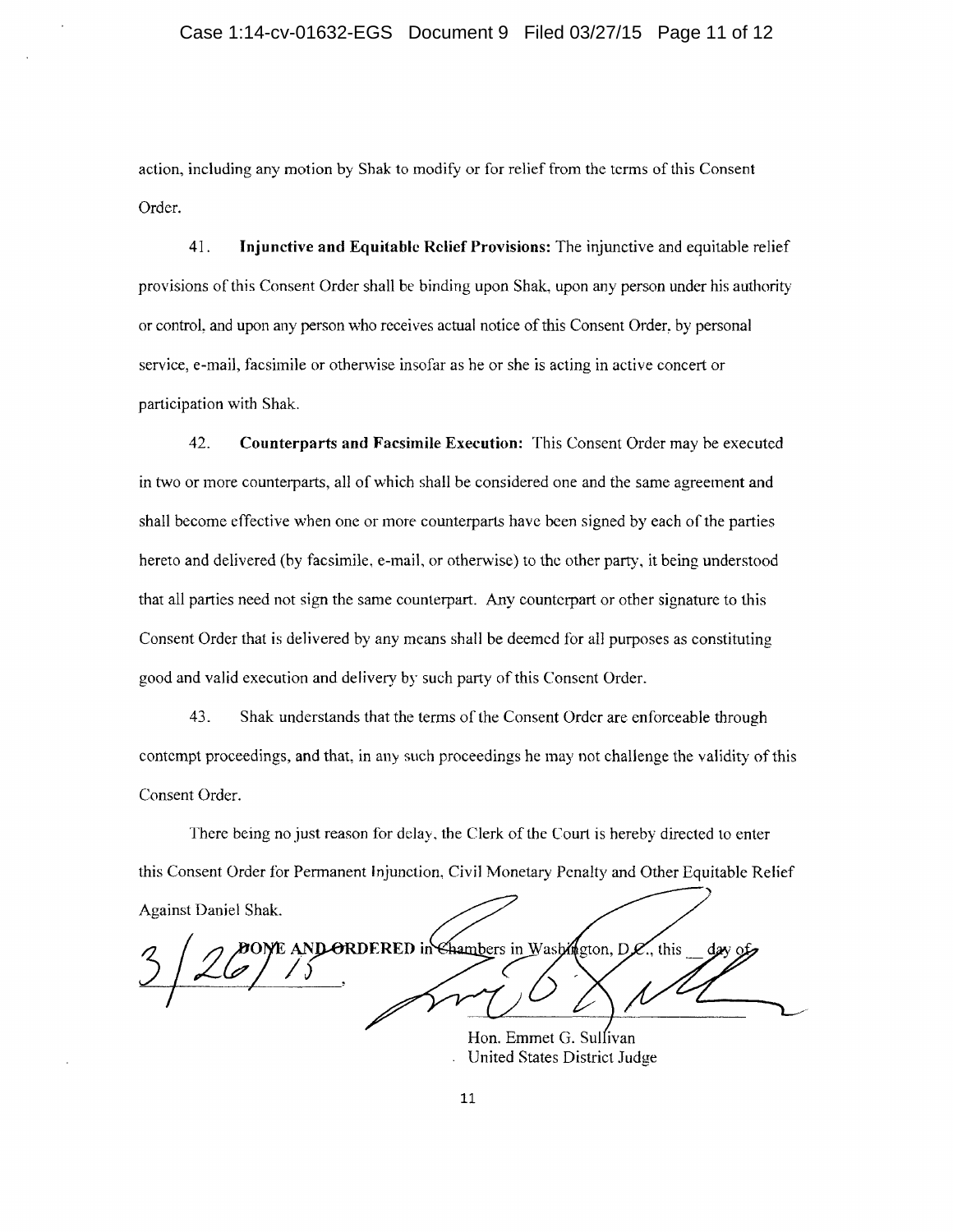action, including any motion by Shak to modify or for relief from the terms of this Consent Order.

41. **Injunctive and Equitable Relief Provisions:** The injunctive and equitable relief provisions of this Consent Order shall be binding upon Shak, upon any person under his authority or control, and upon any person who receives actual notice of this Consent Order, by personal service, e-mail, facsimile or otherwise insofar as he or she is acting in active concert or participation with Shak.

42. **Counterparts and Facsimile Execution:** This Consent Order may be executed in two or more counterparts, all of which shall be considered one and the same agreement and shall become effective when one or more counterparts have been signed by each of the parties hereto and delivered (by facsimile, e-mail, or otherwise) to the other party, it being understood that all parties need not sign the same counterpart. Any counterpart or other signature to this Consent Order that is delivered by any means shall be deemed for all purposes as constituting good and valid execution and delivery by such party of this Consent Order.

43. Shak understands that the terms of the Consent Order are enforceable through contempt proceedings, and that, in any such proceedings he may not challenge the validity of this Consent Order.

There being no just reason for delay, the Clerk of the Court is hereby directed to enter this Consent Order for Permanent Injunction, Civil Monetary Penalty and Other Equitable Relief Against Daniel Shak.

**DONE AND ORDERED** in Chambers in Washington, D.C., this __ day of 3/26/15.

Hon. Emmet G. Sullivan
United States District Judge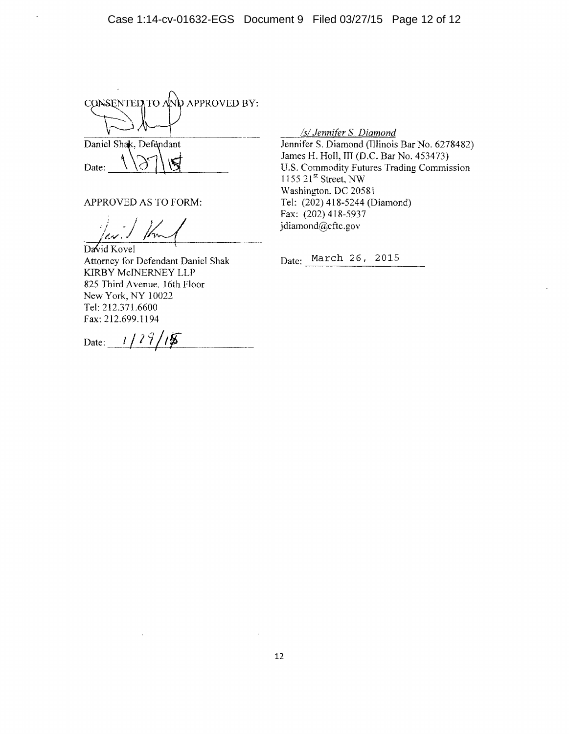CONSENTED TO AND APPROVED BY:

Daniel Shak, Defendant

Date: 1/27/15

APPROVED AS TO FORM:

David Kovel
Attorney for Defendant Daniel Shak
KIRBY McINERNEY LLP
825 Third Avenue, 16th Floor
New York, NY 10022
Tel: 212.371.6600
Fax: 212.699.1194

Date: 1/29/15

*/s/ Jennifer S. Diamond*
Jennifer S. Diamond (Illinois Bar No. 6278482)
James H. Holl, III (D.C. Bar No. 453473)
U.S. Commodity Futures Trading Commission
1155 21st Street, NW
Washington, DC 20581
Tel: (202) 418-5244 (Diamond)
Fax: (202) 418-5937
jdiamond@cftc.gov

Date: March 26, 2015